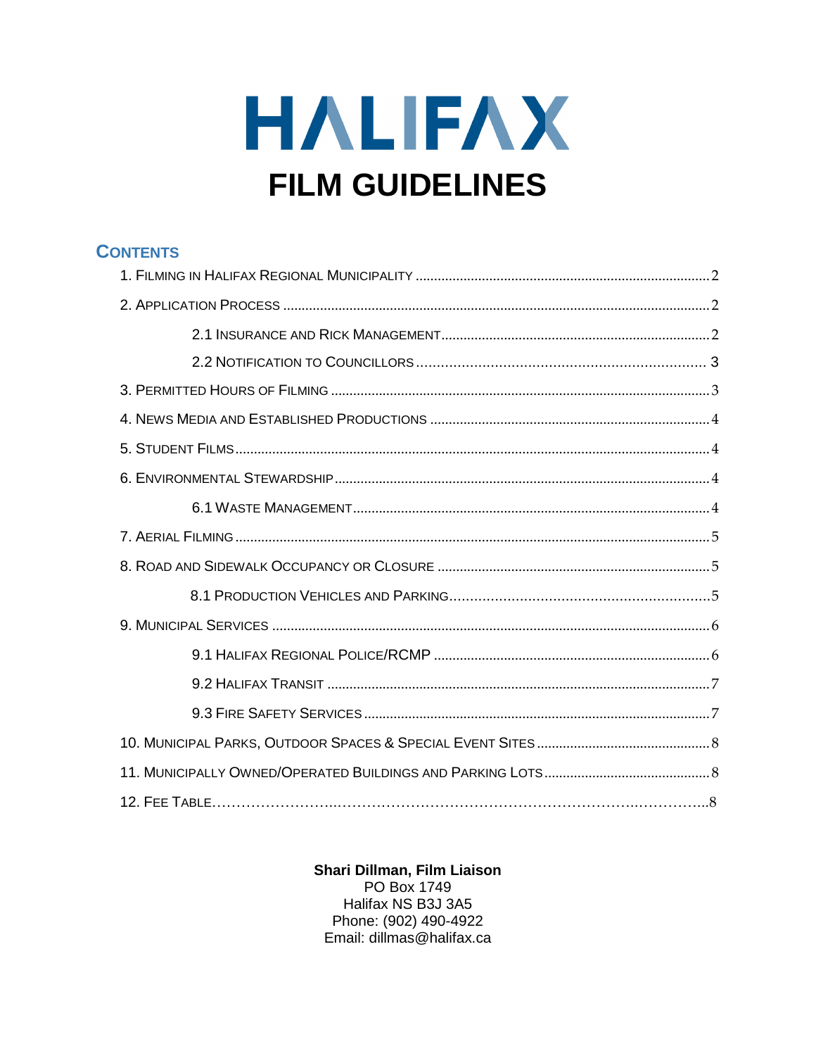# HALIFAX

# FILM GUIDELINES

## CONTENTS

1. FILMING IN HALIFAX REGIONAL MUNICIPALITY ..... 2

2. APPLICATION PROCESS ..... 2

    2.1 INSURANCE AND RICK MANAGEMENT ..... 2

    2.2 NOTIFICATION TO COUNCILLORS ..... 3

3. PERMITTED HOURS OF FILMING ..... 3

4. NEWS MEDIA AND ESTABLISHED PRODUCTIONS ..... 4

5. STUDENT FILMS ..... 4

6. ENVIRONMENTAL STEWARDSHIP ..... 4

    6.1 WASTE MANAGEMENT ..... 4

7. AERIAL FILMING ..... 5

8. ROAD AND SIDEWALK OCCUPANCY OR CLOSURE ..... 5

    8.1 PRODUCTION VEHICLES AND PARKING ..... 5

9. MUNICIPAL SERVICES ..... 6

    9.1 HALIFAX REGIONAL POLICE/RCMP ..... 6

    9.2 HALIFAX TRANSIT ..... 7

    9.3 FIRE SAFETY SERVICES ..... 7

10. MUNICIPAL PARKS, OUTDOOR SPACES & SPECIAL EVENT SITES ..... 8

11. MUNICIPALLY OWNED/OPERATED BUILDINGS AND PARKING LOTS ..... 8

12. FEE TABLE ..... 8

**Shari Dillman, Film Liaison**
PO Box 1749
Halifax NS B3J 3A5
Phone: (902) 490-4922
Email: dillmas@halifax.ca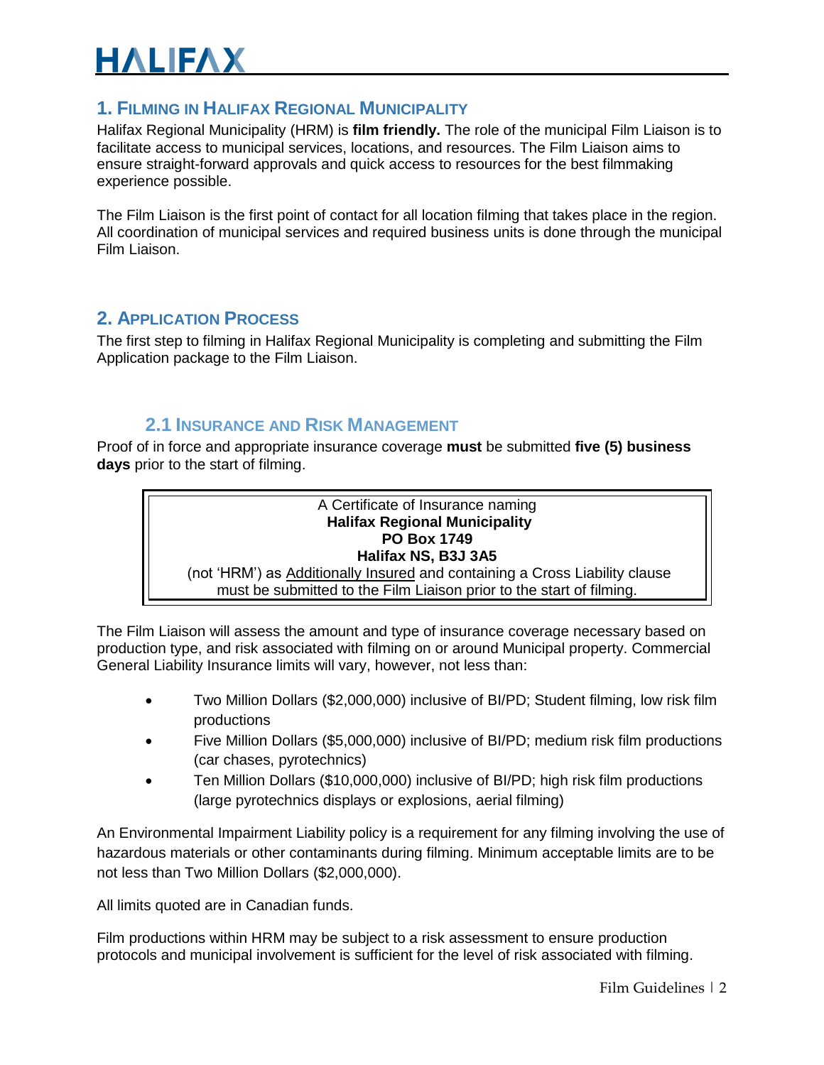## 1. Filming in Halifax Regional Municipality

Halifax Regional Municipality (HRM) is **film friendly.** The role of the municipal Film Liaison is to facilitate access to municipal services, locations, and resources. The Film Liaison aims to ensure straight-forward approvals and quick access to resources for the best filmmaking experience possible.

The Film Liaison is the first point of contact for all location filming that takes place in the region. All coordination of municipal services and required business units is done through the municipal Film Liaison.

## 2. Application Process

The first step to filming in Halifax Regional Municipality is completing and submitting the Film Application package to the Film Liaison.

### 2.1 Insurance and Risk Management

Proof of in force and appropriate insurance coverage **must** be submitted **five (5) business days** prior to the start of filming.

> A Certificate of Insurance naming
> **Halifax Regional Municipality**
> **PO Box 1749**
> **Halifax NS, B3J 3A5**
> (not 'HRM') as Additionally Insured and containing a Cross Liability clause must be submitted to the Film Liaison prior to the start of filming.

The Film Liaison will assess the amount and type of insurance coverage necessary based on production type, and risk associated with filming on or around Municipal property. Commercial General Liability Insurance limits will vary, however, not less than:

- Two Million Dollars ($2,000,000) inclusive of BI/PD; Student filming, low risk film productions
- Five Million Dollars ($5,000,000) inclusive of BI/PD; medium risk film productions (car chases, pyrotechnics)
- Ten Million Dollars ($10,000,000) inclusive of BI/PD; high risk film productions (large pyrotechnics displays or explosions, aerial filming)

An Environmental Impairment Liability policy is a requirement for any filming involving the use of hazardous materials or other contaminants during filming. Minimum acceptable limits are to be not less than Two Million Dollars ($2,000,000).

All limits quoted are in Canadian funds.

Film productions within HRM may be subject to a risk assessment to ensure production protocols and municipal involvement is sufficient for the level of risk associated with filming.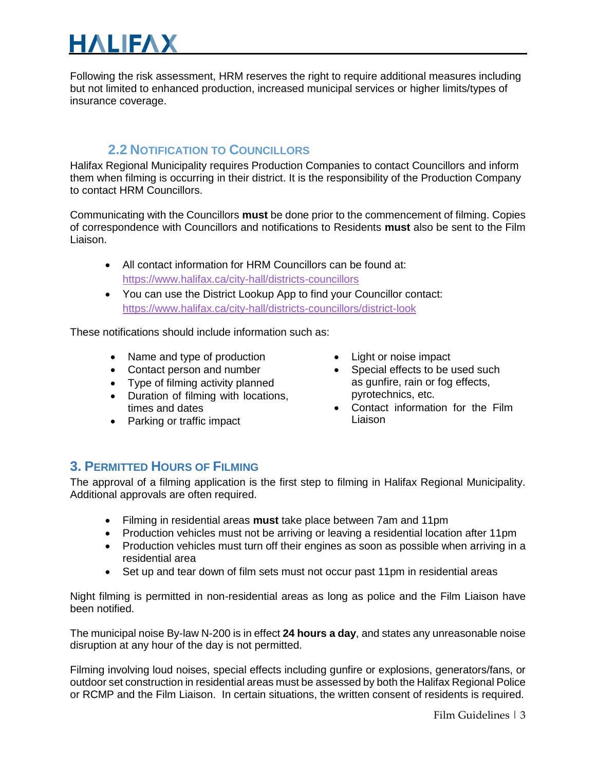Following the risk assessment, HRM reserves the right to require additional measures including but not limited to enhanced production, increased municipal services or higher limits/types of insurance coverage.

### 2.2 Notification to Councillors

Halifax Regional Municipality requires Production Companies to contact Councillors and inform them when filming is occurring in their district. It is the responsibility of the Production Company to contact HRM Councillors.

Communicating with the Councillors **must** be done prior to the commencement of filming. Copies of correspondence with Councillors and notifications to Residents **must** also be sent to the Film Liaison.

- All contact information for HRM Councillors can be found at: https://www.halifax.ca/city-hall/districts-councillors
- You can use the District Lookup App to find your Councillor contact: https://www.halifax.ca/city-hall/districts-councillors/district-look

These notifications should include information such as:

- Name and type of production
- Contact person and number
- Type of filming activity planned
- Duration of filming with locations, times and dates
- Parking or traffic impact
- Light or noise impact
- Special effects to be used such as gunfire, rain or fog effects, pyrotechnics, etc.
- Contact information for the Film Liaison

## 3. Permitted Hours of Filming

The approval of a filming application is the first step to filming in Halifax Regional Municipality. Additional approvals are often required.

- Filming in residential areas **must** take place between 7am and 11pm
- Production vehicles must not be arriving or leaving a residential location after 11pm
- Production vehicles must turn off their engines as soon as possible when arriving in a residential area
- Set up and tear down of film sets must not occur past 11pm in residential areas

Night filming is permitted in non-residential areas as long as police and the Film Liaison have been notified.

The municipal noise By-law N-200 is in effect **24 hours a day**, and states any unreasonable noise disruption at any hour of the day is not permitted.

Filming involving loud noises, special effects including gunfire or explosions, generators/fans, or outdoor set construction in residential areas must be assessed by both the Halifax Regional Police or RCMP and the Film Liaison. In certain situations, the written consent of residents is required.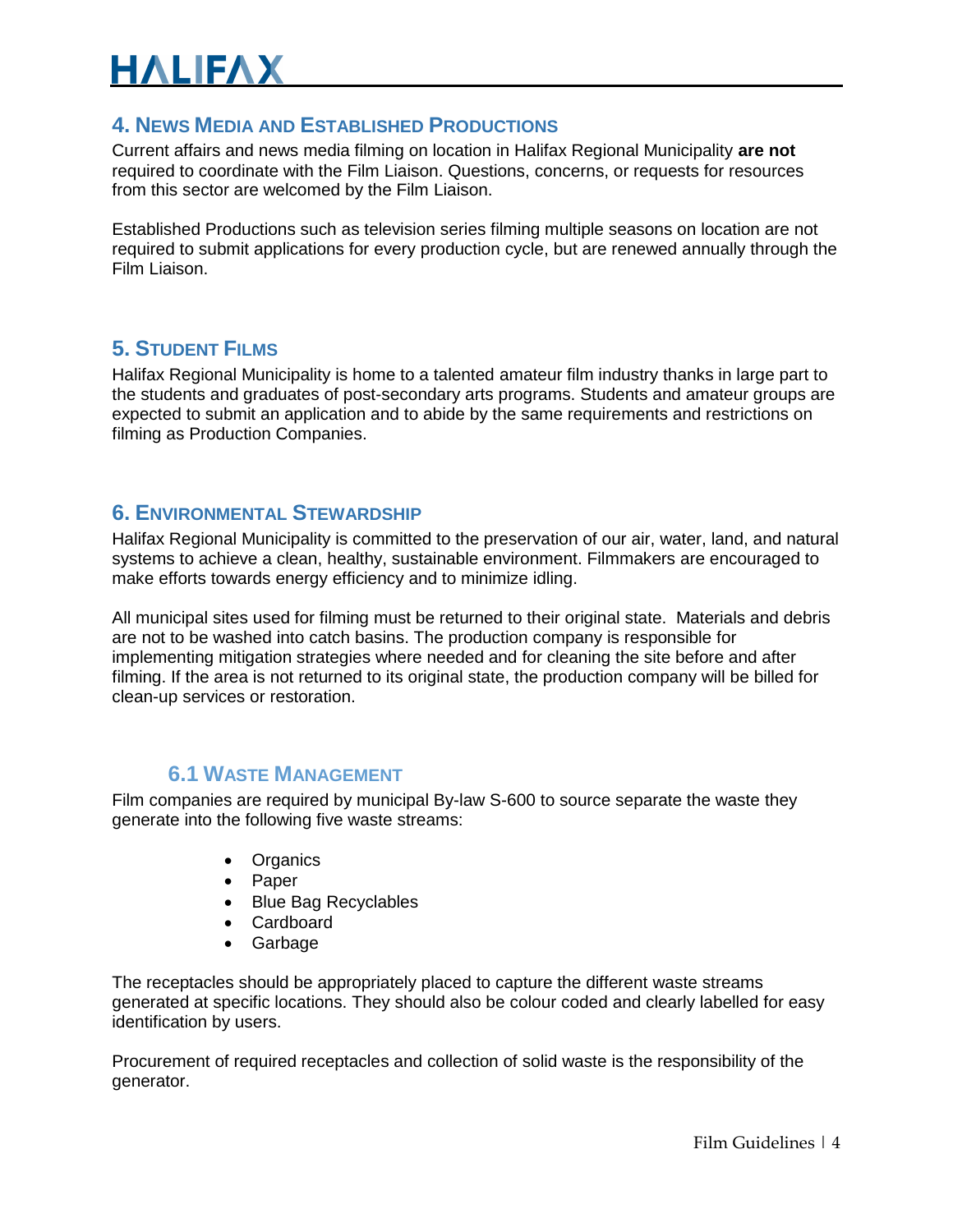## 4. News Media and Established Productions

Current affairs and news media filming on location in Halifax Regional Municipality **are not** required to coordinate with the Film Liaison. Questions, concerns, or requests for resources from this sector are welcomed by the Film Liaison.

Established Productions such as television series filming multiple seasons on location are not required to submit applications for every production cycle, but are renewed annually through the Film Liaison.

## 5. Student Films

Halifax Regional Municipality is home to a talented amateur film industry thanks in large part to the students and graduates of post-secondary arts programs. Students and amateur groups are expected to submit an application and to abide by the same requirements and restrictions on filming as Production Companies.

## 6. Environmental Stewardship

Halifax Regional Municipality is committed to the preservation of our air, water, land, and natural systems to achieve a clean, healthy, sustainable environment. Filmmakers are encouraged to make efforts towards energy efficiency and to minimize idling.

All municipal sites used for filming must be returned to their original state. Materials and debris are not to be washed into catch basins. The production company is responsible for implementing mitigation strategies where needed and for cleaning the site before and after filming. If the area is not returned to its original state, the production company will be billed for clean-up services or restoration.

### 6.1 Waste Management

Film companies are required by municipal By-law S-600 to source separate the waste they generate into the following five waste streams:

- Organics
- Paper
- Blue Bag Recyclables
- Cardboard
- Garbage

The receptacles should be appropriately placed to capture the different waste streams generated at specific locations. They should also be colour coded and clearly labelled for easy identification by users.

Procurement of required receptacles and collection of solid waste is the responsibility of the generator.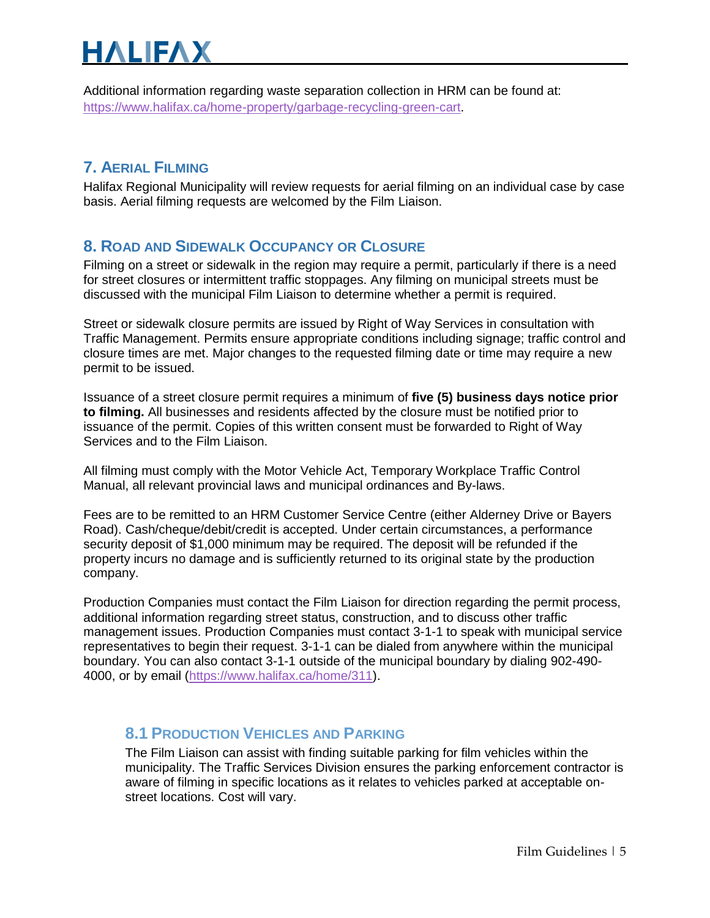Additional information regarding waste separation collection in HRM can be found at: https://www.halifax.ca/home-property/garbage-recycling-green-cart.

## 7. Aerial Filming

Halifax Regional Municipality will review requests for aerial filming on an individual case by case basis. Aerial filming requests are welcomed by the Film Liaison.

## 8. Road and Sidewalk Occupancy or Closure

Filming on a street or sidewalk in the region may require a permit, particularly if there is a need for street closures or intermittent traffic stoppages. Any filming on municipal streets must be discussed with the municipal Film Liaison to determine whether a permit is required.

Street or sidewalk closure permits are issued by Right of Way Services in consultation with Traffic Management. Permits ensure appropriate conditions including signage; traffic control and closure times are met. Major changes to the requested filming date or time may require a new permit to be issued.

Issuance of a street closure permit requires a minimum of **five (5) business days notice prior to filming.** All businesses and residents affected by the closure must be notified prior to issuance of the permit. Copies of this written consent must be forwarded to Right of Way Services and to the Film Liaison.

All filming must comply with the Motor Vehicle Act, Temporary Workplace Traffic Control Manual, all relevant provincial laws and municipal ordinances and By-laws.

Fees are to be remitted to an HRM Customer Service Centre (either Alderney Drive or Bayers Road). Cash/cheque/debit/credit is accepted. Under certain circumstances, a performance security deposit of $1,000 minimum may be required. The deposit will be refunded if the property incurs no damage and is sufficiently returned to its original state by the production company.

Production Companies must contact the Film Liaison for direction regarding the permit process, additional information regarding street status, construction, and to discuss other traffic management issues. Production Companies must contact 3-1-1 to speak with municipal service representatives to begin their request. 3-1-1 can be dialed from anywhere within the municipal boundary. You can also contact 3-1-1 outside of the municipal boundary by dialing 902-490-4000, or by email (https://www.halifax.ca/home/311).

### 8.1 Production Vehicles and Parking

The Film Liaison can assist with finding suitable parking for film vehicles within the municipality. The Traffic Services Division ensures the parking enforcement contractor is aware of filming in specific locations as it relates to vehicles parked at acceptable on-street locations. Cost will vary.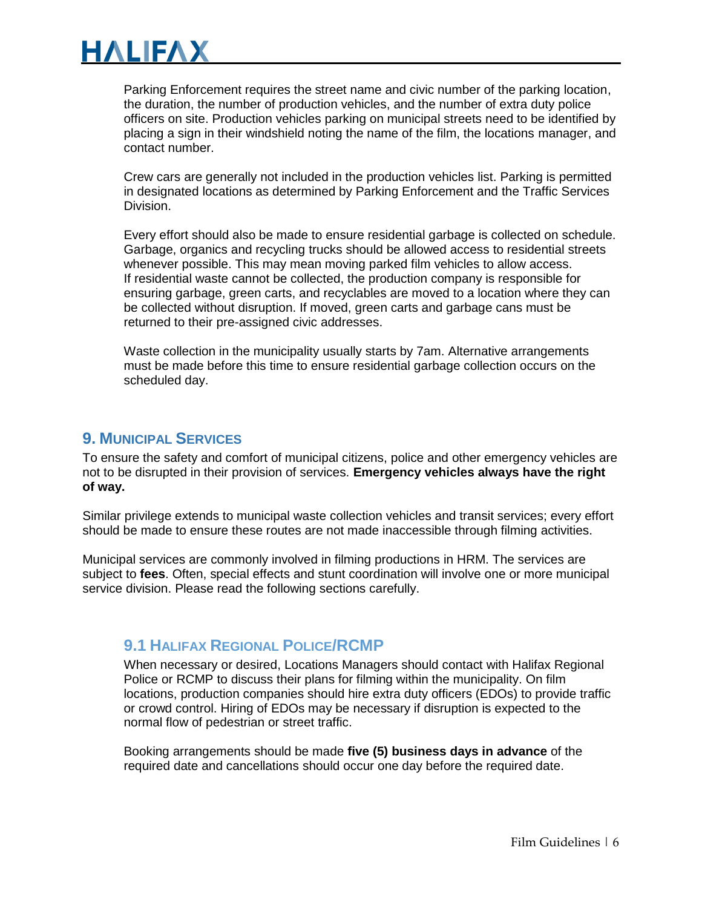Parking Enforcement requires the street name and civic number of the parking location, the duration, the number of production vehicles, and the number of extra duty police officers on site. Production vehicles parking on municipal streets need to be identified by placing a sign in their windshield noting the name of the film, the locations manager, and contact number.

Crew cars are generally not included in the production vehicles list. Parking is permitted in designated locations as determined by Parking Enforcement and the Traffic Services Division.

Every effort should also be made to ensure residential garbage is collected on schedule. Garbage, organics and recycling trucks should be allowed access to residential streets whenever possible. This may mean moving parked film vehicles to allow access. If residential waste cannot be collected, the production company is responsible for ensuring garbage, green carts, and recyclables are moved to a location where they can be collected without disruption. If moved, green carts and garbage cans must be returned to their pre-assigned civic addresses.

Waste collection in the municipality usually starts by 7am. Alternative arrangements must be made before this time to ensure residential garbage collection occurs on the scheduled day.

## 9. Municipal Services

To ensure the safety and comfort of municipal citizens, police and other emergency vehicles are not to be disrupted in their provision of services. **Emergency vehicles always have the right of way.**

Similar privilege extends to municipal waste collection vehicles and transit services; every effort should be made to ensure these routes are not made inaccessible through filming activities.

Municipal services are commonly involved in filming productions in HRM. The services are subject to **fees**. Often, special effects and stunt coordination will involve one or more municipal service division. Please read the following sections carefully.

### 9.1 Halifax Regional Police/RCMP

When necessary or desired, Locations Managers should contact with Halifax Regional Police or RCMP to discuss their plans for filming within the municipality. On film locations, production companies should hire extra duty officers (EDOs) to provide traffic or crowd control. Hiring of EDOs may be necessary if disruption is expected to the normal flow of pedestrian or street traffic.

Booking arrangements should be made **five (5) business days in advance** of the required date and cancellations should occur one day before the required date.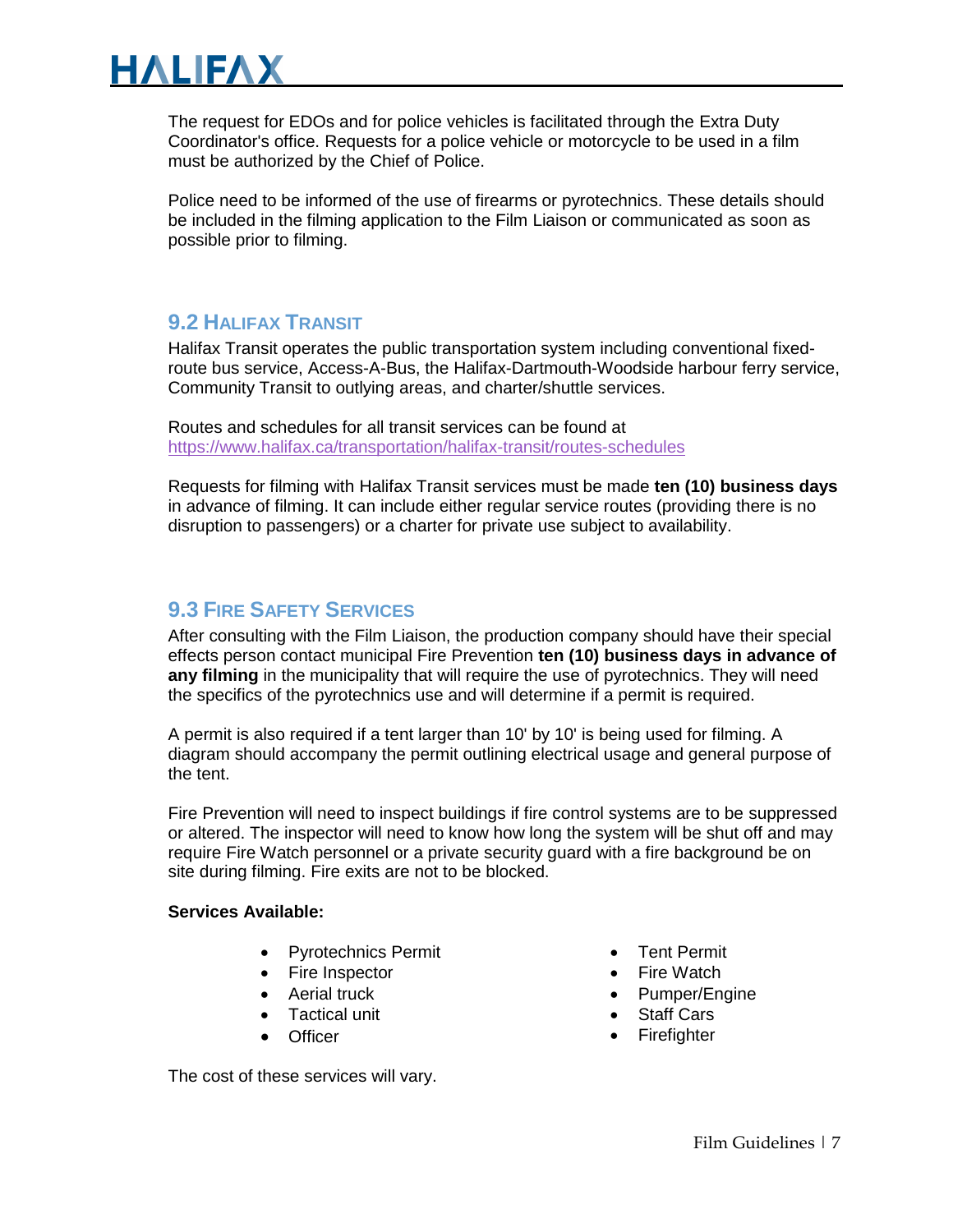The request for EDOs and for police vehicles is facilitated through the Extra Duty Coordinator's office. Requests for a police vehicle or motorcycle to be used in a film must be authorized by the Chief of Police.

Police need to be informed of the use of firearms or pyrotechnics. These details should be included in the filming application to the Film Liaison or communicated as soon as possible prior to filming.

## 9.2 Halifax Transit

Halifax Transit operates the public transportation system including conventional fixed-route bus service, Access-A-Bus, the Halifax-Dartmouth-Woodside harbour ferry service, Community Transit to outlying areas, and charter/shuttle services.

Routes and schedules for all transit services can be found at https://www.halifax.ca/transportation/halifax-transit/routes-schedules

Requests for filming with Halifax Transit services must be made **ten (10) business days** in advance of filming. It can include either regular service routes (providing there is no disruption to passengers) or a charter for private use subject to availability.

## 9.3 Fire Safety Services

After consulting with the Film Liaison, the production company should have their special effects person contact municipal Fire Prevention **ten (10) business days in advance of any filming** in the municipality that will require the use of pyrotechnics. They will need the specifics of the pyrotechnics use and will determine if a permit is required.

A permit is also required if a tent larger than 10' by 10' is being used for filming. A diagram should accompany the permit outlining electrical usage and general purpose of the tent.

Fire Prevention will need to inspect buildings if fire control systems are to be suppressed or altered. The inspector will need to know how long the system will be shut off and may require Fire Watch personnel or a private security guard with a fire background be on site during filming. Fire exits are not to be blocked.

**Services Available:**

- Pyrotechnics Permit
- Fire Inspector
- Aerial truck
- Tactical unit
- Officer
- Tent Permit
- Fire Watch
- Pumper/Engine
- Staff Cars
- Firefighter

The cost of these services will vary.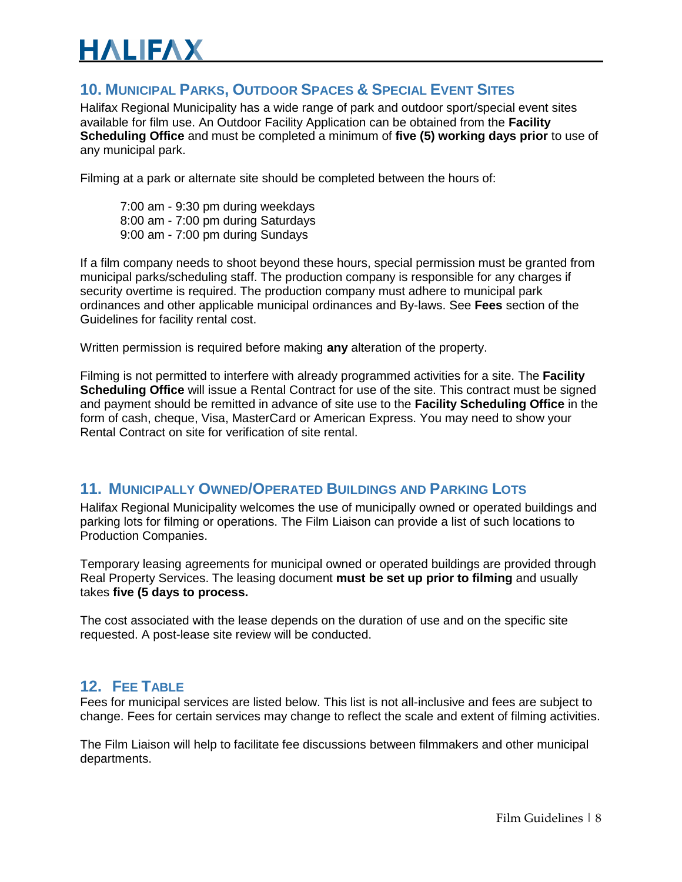## 10. Municipal Parks, Outdoor Spaces & Special Event Sites

Halifax Regional Municipality has a wide range of park and outdoor sport/special event sites available for film use. An Outdoor Facility Application can be obtained from the **Facility Scheduling Office** and must be completed a minimum of **five (5) working days prior** to use of any municipal park.

Filming at a park or alternate site should be completed between the hours of:

7:00 am - 9:30 pm during weekdays  
8:00 am - 7:00 pm during Saturdays  
9:00 am - 7:00 pm during Sundays

If a film company needs to shoot beyond these hours, special permission must be granted from municipal parks/scheduling staff. The production company is responsible for any charges if security overtime is required. The production company must adhere to municipal park ordinances and other applicable municipal ordinances and By-laws. See **Fees** section of the Guidelines for facility rental cost.

Written permission is required before making **any** alteration of the property.

Filming is not permitted to interfere with already programmed activities for a site. The **Facility Scheduling Office** will issue a Rental Contract for use of the site. This contract must be signed and payment should be remitted in advance of site use to the **Facility Scheduling Office** in the form of cash, cheque, Visa, MasterCard or American Express. You may need to show your Rental Contract on site for verification of site rental.

## 11. Municipally Owned/Operated Buildings and Parking Lots

Halifax Regional Municipality welcomes the use of municipally owned or operated buildings and parking lots for filming or operations. The Film Liaison can provide a list of such locations to Production Companies.

Temporary leasing agreements for municipal owned or operated buildings are provided through Real Property Services. The leasing document **must be set up prior to filming** and usually takes **five (5 days to process.**

The cost associated with the lease depends on the duration of use and on the specific site requested. A post-lease site review will be conducted.

## 12. Fee Table

Fees for municipal services are listed below. This list is not all-inclusive and fees are subject to change. Fees for certain services may change to reflect the scale and extent of filming activities.

The Film Liaison will help to facilitate fee discussions between filmmakers and other municipal departments.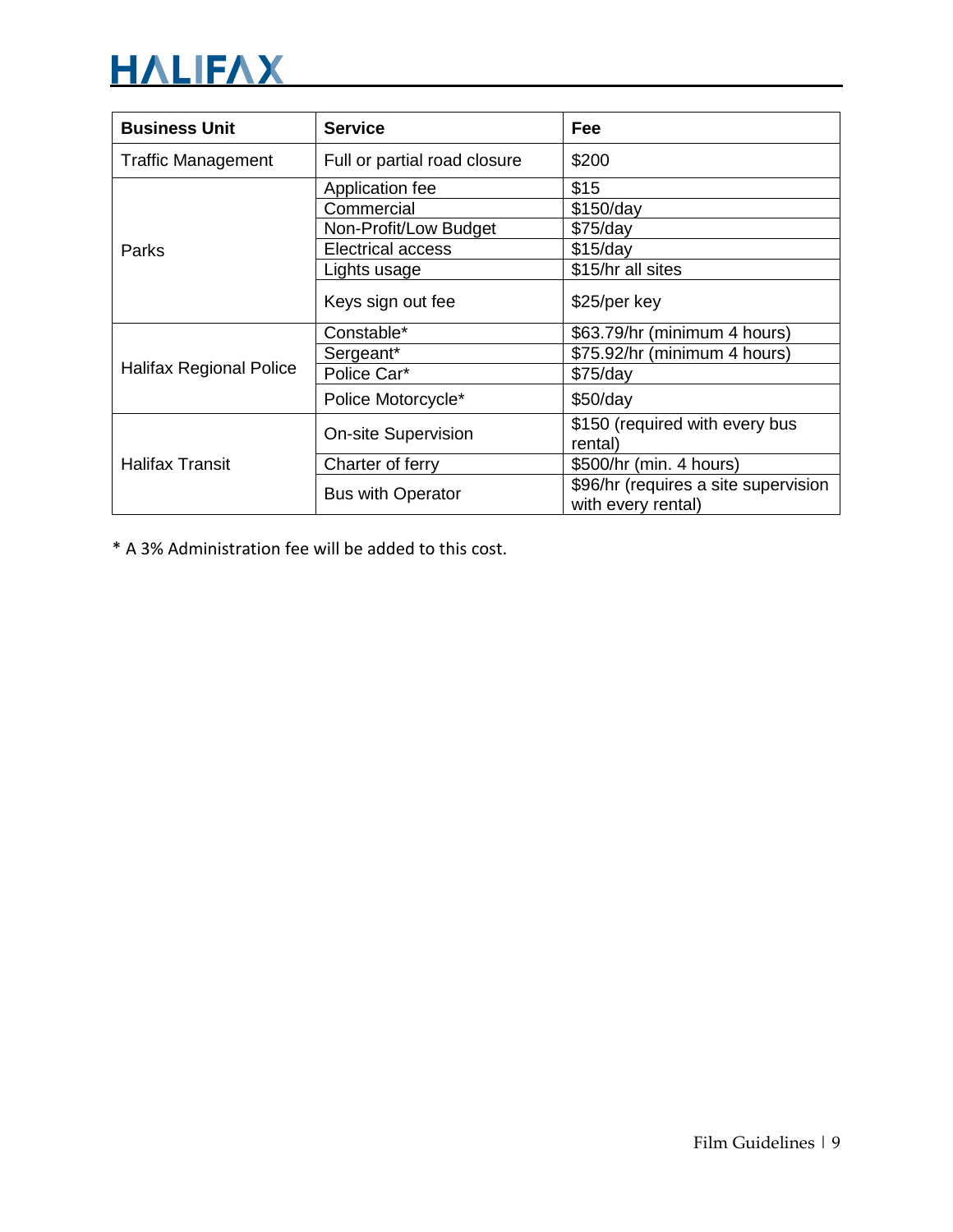| Business Unit | Service | Fee |
|---|---|---|
| Traffic Management | Full or partial road closure | $200 |
| Parks | Application fee | $15 |
| | Commercial | $150/day |
| | Non-Profit/Low Budget | $75/day |
| | Electrical access | $15/day |
| | Lights usage | $15/hr all sites |
| | Keys sign out fee | $25/per key |
| Halifax Regional Police | Constable* | $63.79/hr (minimum 4 hours) |
| | Sergeant* | $75.92/hr (minimum 4 hours) |
| | Police Car* | $75/day |
| | Police Motorcycle* | $50/day |
| Halifax Transit | On-site Supervision | $150 (required with every bus rental) |
| | Charter of ferry | $500/hr (min. 4 hours) |
| | Bus with Operator | $96/hr (requires a site supervision with every rental) |

* A 3% Administration fee will be added to this cost.